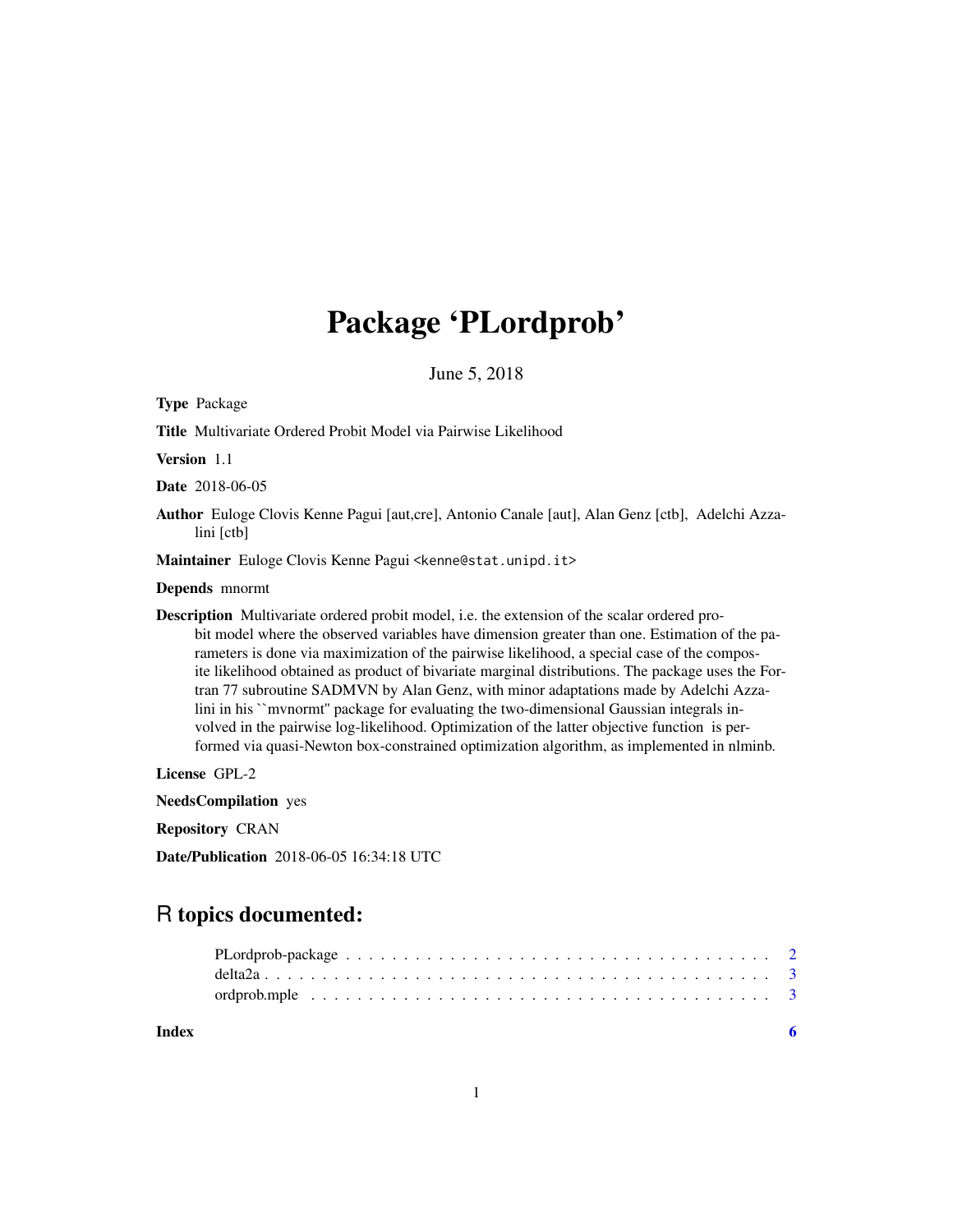# Package 'PLordprob'

June 5, 2018

**Type** Package

**Title** Multivariate Ordered Probit Model via Pairwise Likelihood

**Version** 1.1

**Date** 2018-06-05

**Author** Euloge Clovis Kenne Pagui [aut,cre], Antonio Canale [aut], Alan Genz [ctb], Adelchi Azzalini [ctb]

**Maintainer** Euloge Clovis Kenne Pagui <kenne@stat.unipd.it>

**Depends** mnormt

**Description** Multivariate ordered probit model, i.e. the extension of the scalar ordered probit model where the observed variables have dimension greater than one. Estimation of the parameters is done via maximization of the pairwise likelihood, a special case of the composite likelihood obtained as product of bivariate marginal distributions. The package uses the Fortran 77 subroutine SADMVN by Alan Genz, with minor adaptations made by Adelchi Azzalini in his ``mvnormt'' package for evaluating the two-dimensional Gaussian integrals involved in the pairwise log-likelihood. Optimization of the latter objective function is performed via quasi-Newton box-constrained optimization algorithm, as implemented in nlminb.

**License** GPL-2

**NeedsCompilation** yes

**Repository** CRAN

**Date/Publication** 2018-06-05 16:34:18 UTC

## R topics documented:

- PLordprob-package . . . . . . . . . . . . . . . . . . . . . . . . . . . . . . . . . . . . 2
- delta2a . . . . . . . . . . . . . . . . . . . . . . . . . . . . . . . . . . . . . . . . . . . 3
- ordprob.mple . . . . . . . . . . . . . . . . . . . . . . . . . . . . . . . . . . . . . . . 3

**Index** **6**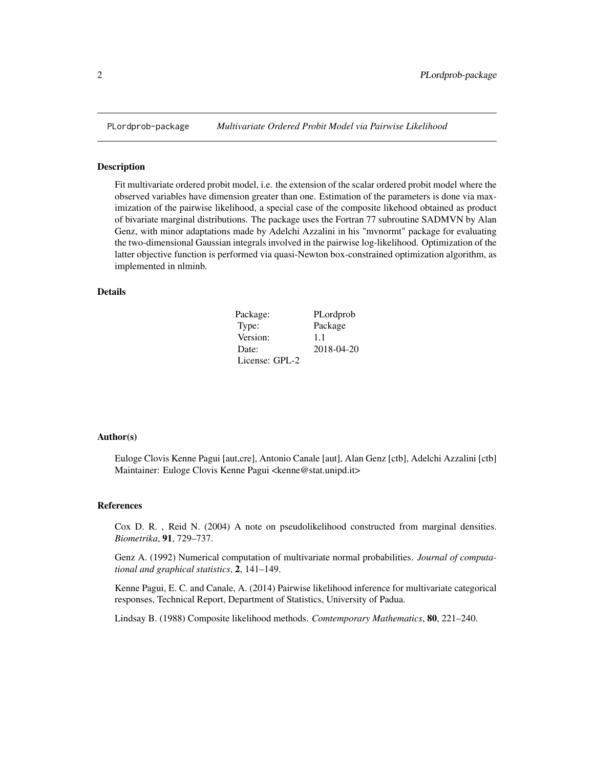PLordprob-package    *Multivariate Ordered Probit Model via Pairwise Likelihood*

## Description

Fit multivariate ordered probit model, i.e. the extension of the scalar ordered probit model where the observed variables have dimension greater than one. Estimation of the parameters is done via maximization of the pairwise likelihood, a special case of the composite likehood obtained as product of bivariate marginal distributions. The package uses the Fortran 77 subroutine SADMVN by Alan Genz, with minor adaptations made by Adelchi Azzalini in his "mvnormt" package for evaluating the two-dimensional Gaussian integrals involved in the pairwise log-likelihood. Optimization of the latter objective function is performed via quasi-Newton box-constrained optimization algorithm, as implemented in nlminb.

## Details

| | |
|---|---|
| Package: | PLordprob |
| Type: | Package |
| Version: | 1.1 |
| Date: | 2018-04-20 |
| License: GPL-2 | |

## Author(s)

Euloge Clovis Kenne Pagui [aut,cre], Antonio Canale [aut], Alan Genz [ctb], Adelchi Azzalini [ctb]
Maintainer: Euloge Clovis Kenne Pagui <kenne@stat.unipd.it>

## References

Cox D. R. , Reid N. (2004) A note on pseudolikelihood constructed from marginal densities. *Biometrika*, **91**, 729–737.

Genz A. (1992) Numerical computation of multivariate normal probabilities. *Journal of computational and graphical statistics*, **2**, 141–149.

Kenne Pagui, E. C. and Canale, A. (2014) Pairwise likelihood inference for multivariate categorical responses, Technical Report, Department of Statistics, University of Padua.

Lindsay B. (1988) Composite likelihood methods. *Comtemporary Mathematics*, **80**, 221–240.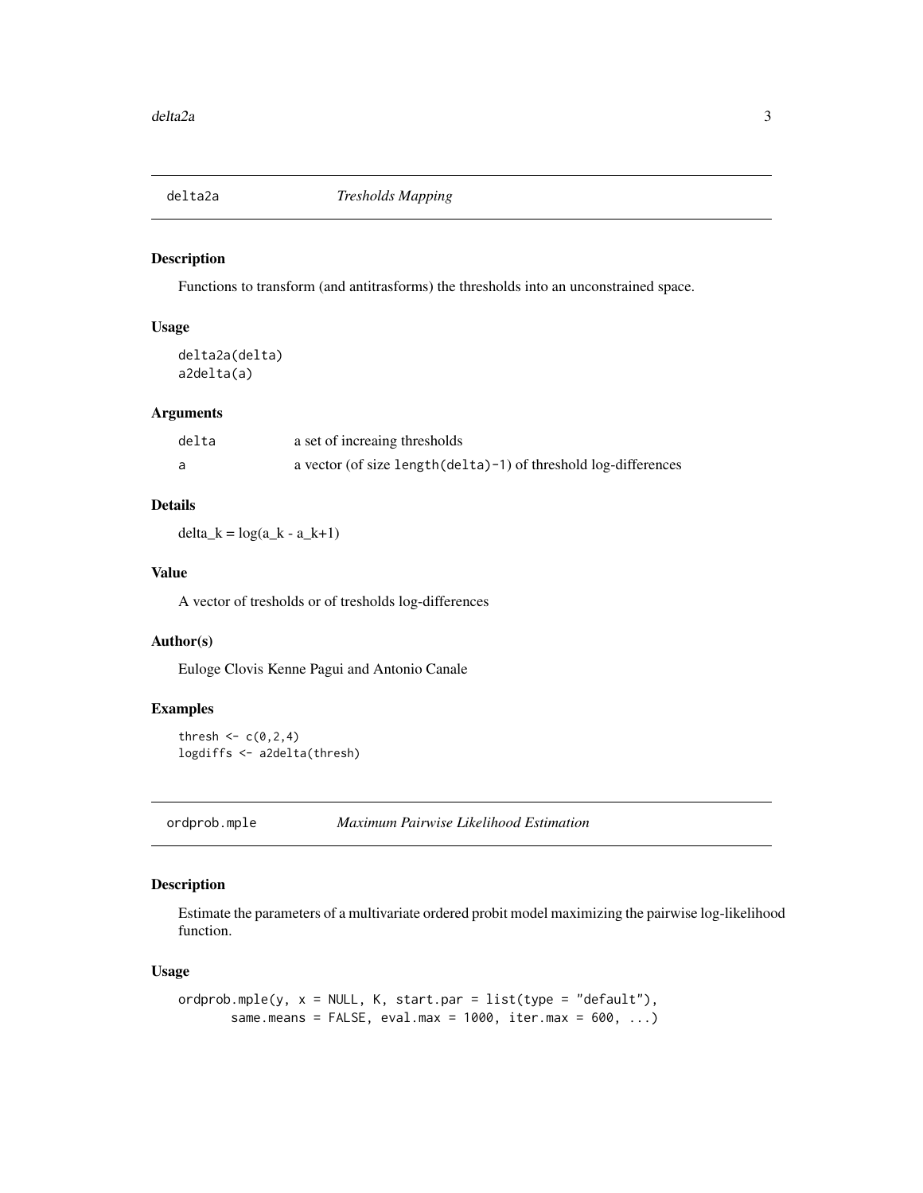## delta2a *Tresholds Mapping*

### Description

Functions to transform (and antitrasforms) the thresholds into an unconstrained space.

### Usage

```
delta2a(delta)
a2delta(a)
```

### Arguments

| | |
|---|---|
| `delta` | a set of increaing thresholds |
| `a` | a vector (of size `length(delta)-1`) of threshold log-differences |

### Details

delta_k = log(a_k - a_k+1)

### Value

A vector of tresholds or of tresholds log-differences

### Author(s)

Euloge Clovis Kenne Pagui and Antonio Canale

### Examples

```
thresh <- c(0,2,4)
logdiffs <- a2delta(thresh)
```

## ordprob.mple *Maximum Pairwise Likelihood Estimation*

### Description

Estimate the parameters of a multivariate ordered probit model maximizing the pairwise log-likelihood function.

### Usage

```
ordprob.mple(y, x = NULL, K, start.par = list(type = "default"),
       same.means = FALSE, eval.max = 1000, iter.max = 600, ...)
```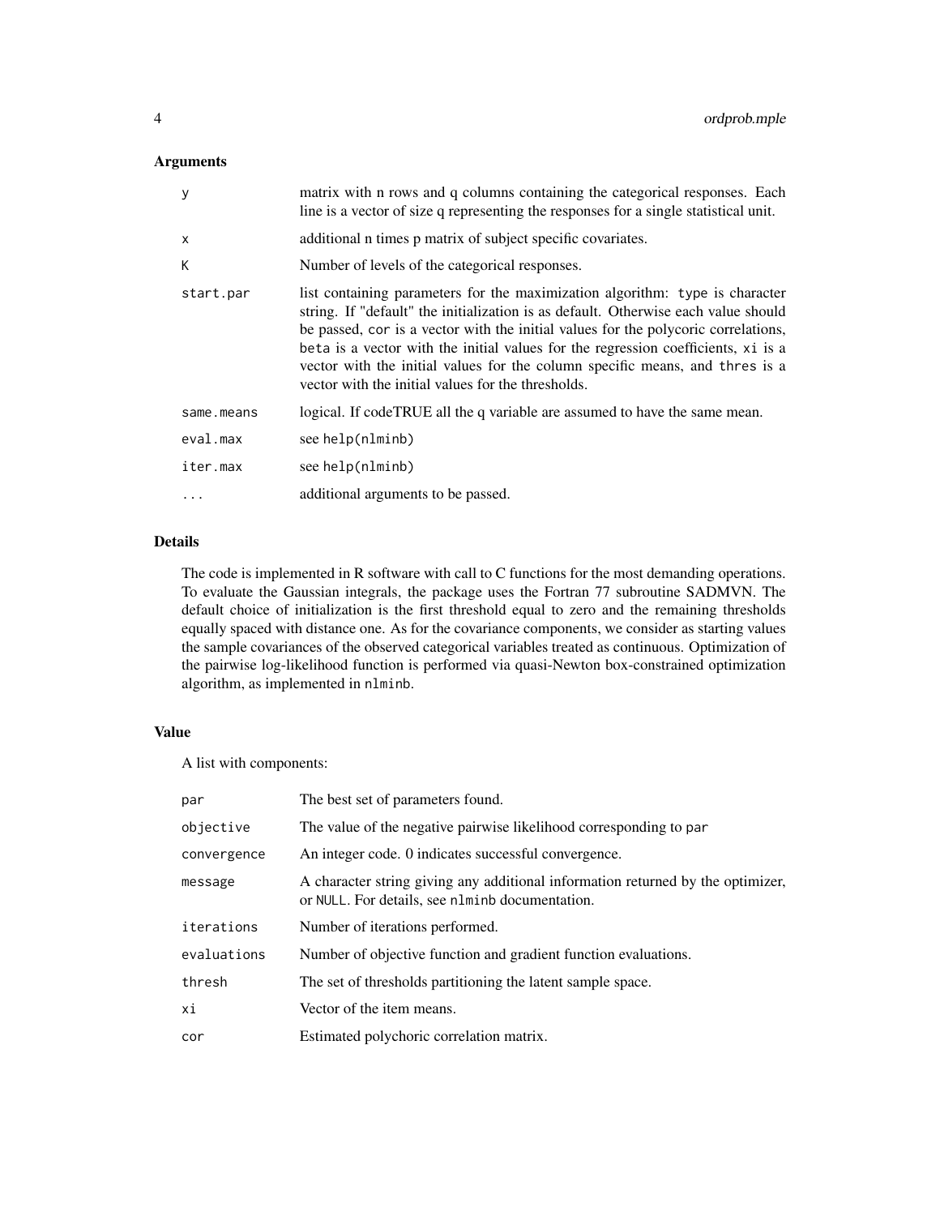## Arguments

| | |
|---|---|
| `y` | matrix with n rows and q columns containing the categorical responses. Each line is a vector of size q representing the responses for a single statistical unit. |
| `x` | additional n times p matrix of subject specific covariates. |
| `K` | Number of levels of the categorical responses. |
| `start.par` | list containing parameters for the maximization algorithm: `type` is character string. If "default" the initialization is as default. Otherwise each value should be passed, `cor` is a vector with the initial values for the polycoric correlations, `beta` is a vector with the initial values for the regression coefficients, `xi` is a vector with the initial values for the column specific means, and `thres` is a vector with the initial values for the thresholds. |
| `same.means` | logical. If codeTRUE all the q variable are assumed to have the same mean. |
| `eval.max` | see `help(nlminb)` |
| `iter.max` | see `help(nlminb)` |
| `...` | additional arguments to be passed. |

## Details

The code is implemented in R software with call to C functions for the most demanding operations. To evaluate the Gaussian integrals, the package uses the Fortran 77 subroutine SADMVN. The default choice of initialization is the first threshold equal to zero and the remaining thresholds equally spaced with distance one. As for the covariance components, we consider as starting values the sample covariances of the observed categorical variables treated as continuous. Optimization of the pairwise log-likelihood function is performed via quasi-Newton box-constrained optimization algorithm, as implemented in `nlminb`.

## Value

A list with components:

| | |
|---|---|
| `par` | The best set of parameters found. |
| `objective` | The value of the negative pairwise likelihood corresponding to `par` |
| `convergence` | An integer code. 0 indicates successful convergence. |
| `message` | A character string giving any additional information returned by the optimizer, or `NULL`. For details, see `nlminb` documentation. |
| `iterations` | Number of iterations performed. |
| `evaluations` | Number of objective function and gradient function evaluations. |
| `thresh` | The set of thresholds partitioning the latent sample space. |
| `xi` | Vector of the item means. |
| `cor` | Estimated polychoric correlation matrix. |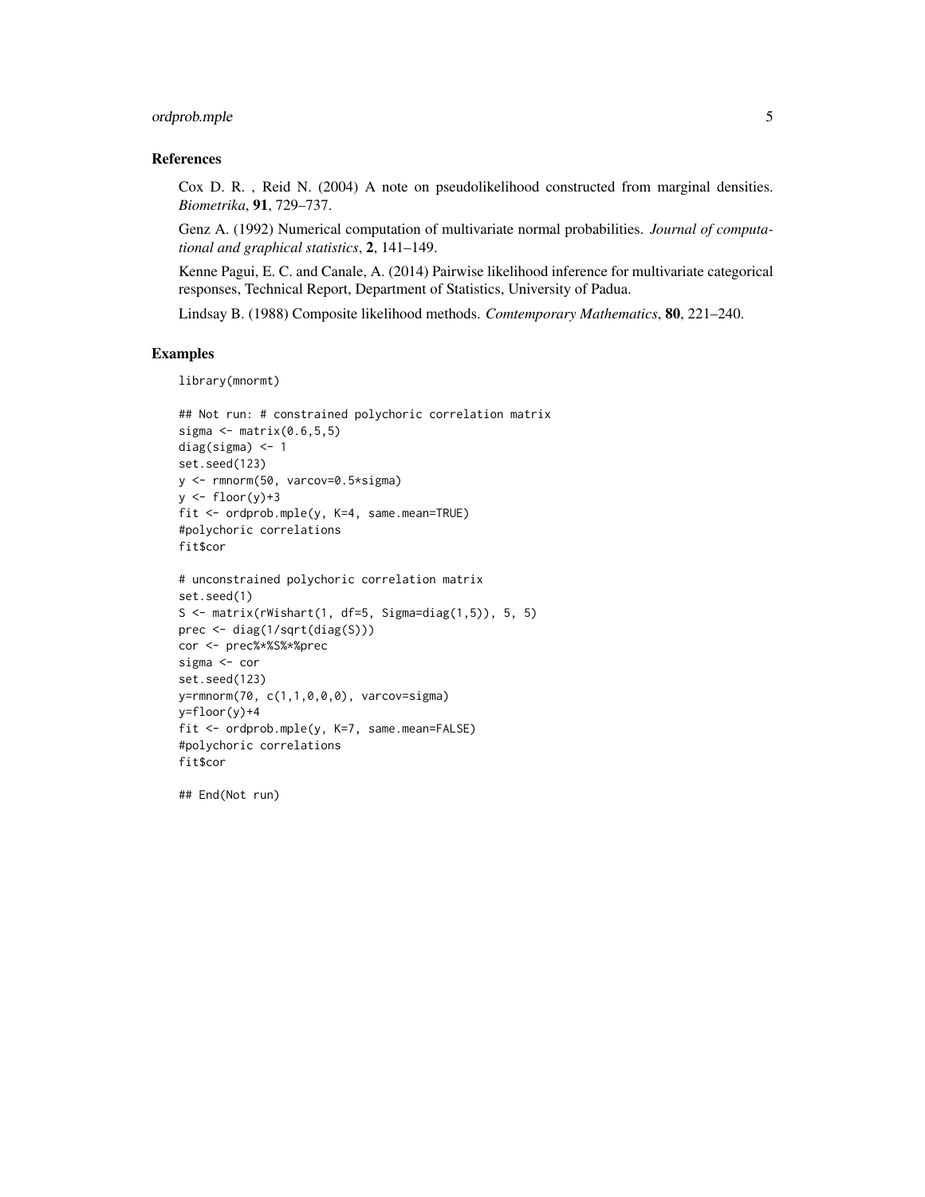## References

Cox D. R. , Reid N. (2004) A note on pseudolikelihood constructed from marginal densities. *Biometrika*, **91**, 729–737.

Genz A. (1992) Numerical computation of multivariate normal probabilities. *Journal of computational and graphical statistics*, **2**, 141–149.

Kenne Pagui, E. C. and Canale, A. (2014) Pairwise likelihood inference for multivariate categorical responses, Technical Report, Department of Statistics, University of Padua.

Lindsay B. (1988) Composite likelihood methods. *Comtemporary Mathematics*, **80**, 221–240.

## Examples

```
library(mnormt)

## Not run: # constrained polychoric correlation matrix
sigma <- matrix(0.6,5,5)
diag(sigma) <- 1
set.seed(123)
y <- rmnorm(50, varcov=0.5*sigma)
y <- floor(y)+3
fit <- ordprob.mple(y, K=4, same.mean=TRUE)
#polychoric correlations
fit$cor

# unconstrained polychoric correlation matrix
set.seed(1)
S <- matrix(rWishart(1, df=5, Sigma=diag(1,5)), 5, 5)
prec <- diag(1/sqrt(diag(S)))
cor <- prec%*%S%*%prec
sigma <- cor
set.seed(123)
y=rmnorm(70, c(1,1,0,0,0), varcov=sigma)
y=floor(y)+4
fit <- ordprob.mple(y, K=7, same.mean=FALSE)
#polychoric correlations
fit$cor

## End(Not run)
```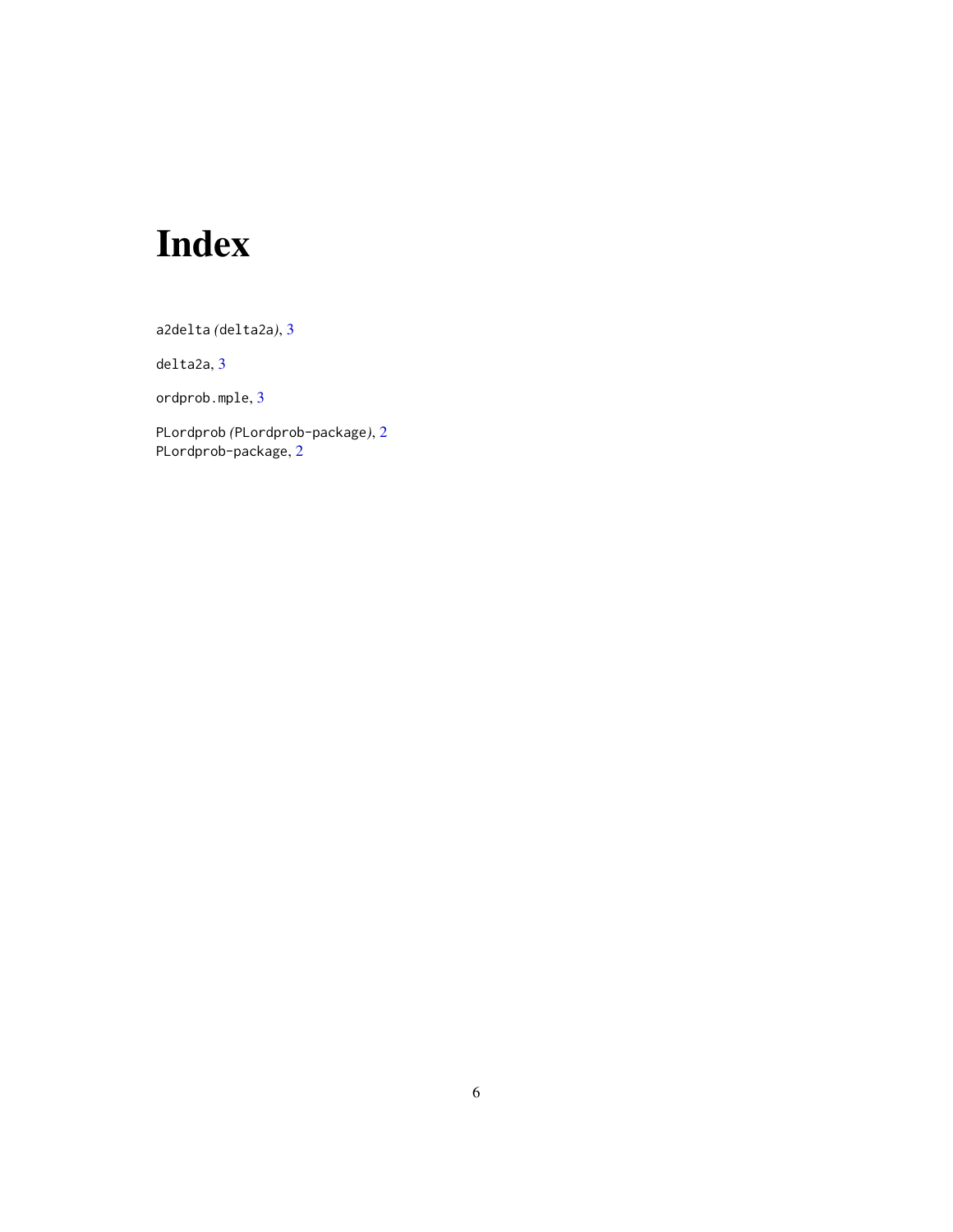# Index

a2delta (delta2a), 3

delta2a, 3

ordprob.mple, 3

PLordprob (PLordprob-package), 2
PLordprob-package, 2